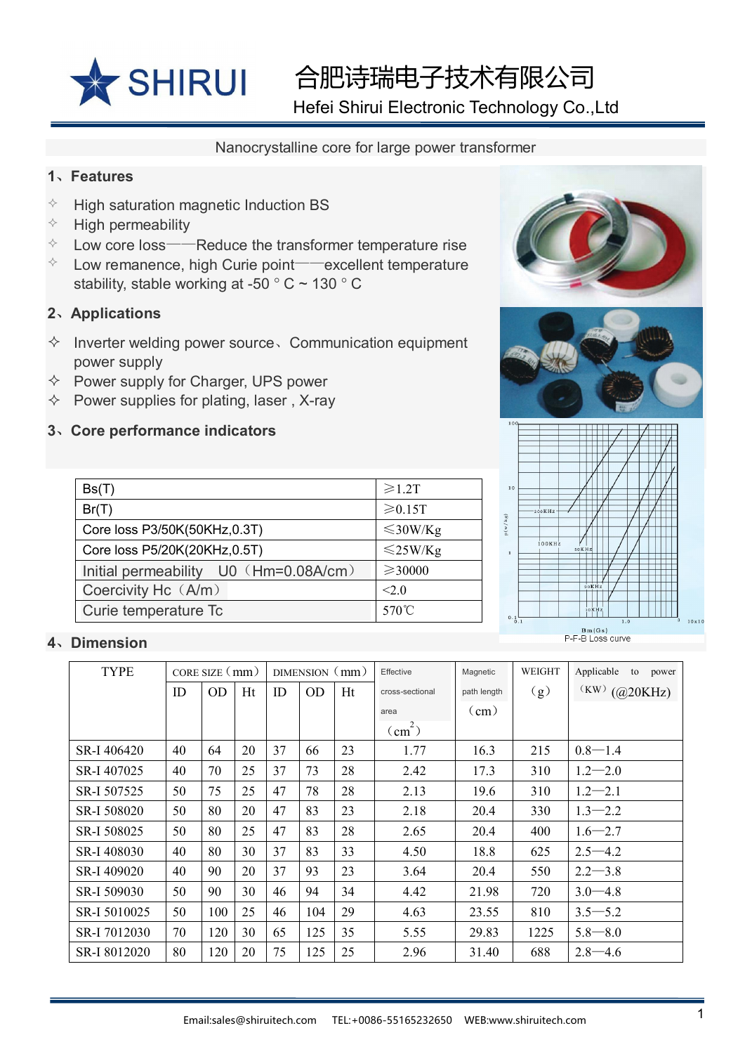# SHIRUI

# 合肥诗瑞电子技术有限公司

Hefei Shirui Electronic Technology Co.,Ltd

Nanocrystalline core for large power transformer

## 1、Features

- High saturation magnetic Induction BS
- High permeability
- Low core loss——Reduce the transformer temperature rise
- Low remanence, high Curie point——excellent temperature stability, stable working at -50 ° C ~ 130 ° C

## 2、Applications

- Inverter welding power source、Communication equipment power supply
- Power supply for Charger, UPS power
- Power supplies for plating, laser , X-ray

## 3、Core performance indicators

| Parameter | Value |
|---|---|
| Bs(T) | ≥1.2T |
| Br(T) | ≥0.15T |
| Core loss P3/50K(50KHz,0.3T) | ≤30W/Kg |
| Core loss P5/20K(20KHz,0.5T) | ≤25W/Kg |
| Initial permeability U0（Hm=0.08A/cm） | ≥30000 |
| Coercivity Hc（A/m） | <2.0 |
| Curie temperature Tc | 570℃ |

P-F-B Loss curve

## 4、Dimension

| TYPE | CORE SIZE（mm） | | | DIMENSION（mm） | | | Effective cross-sectional area（$cm^2$） | Magnetic path length（cm） | WEIGHT（g） | Applicable to power（KW）(@20KHz) |
|---|---|---|---|---|---|---|---|---|---|---|
| | ID | OD | Ht | ID | OD | Ht | | | | |
| SR-I 406420 | 40 | 64 | 20 | 37 | 66 | 23 | 1.77 | 16.3 | 215 | 0.8—1.4 |
| SR-I 407025 | 40 | 70 | 25 | 37 | 73 | 28 | 2.42 | 17.3 | 310 | 1.2—2.0 |
| SR-I 507525 | 50 | 75 | 25 | 47 | 78 | 28 | 2.13 | 19.6 | 310 | 1.2—2.1 |
| SR-I 508020 | 50 | 80 | 20 | 47 | 83 | 23 | 2.18 | 20.4 | 330 | 1.3—2.2 |
| SR-I 508025 | 50 | 80 | 25 | 47 | 83 | 28 | 2.65 | 20.4 | 400 | 1.6—2.7 |
| SR-I 408030 | 40 | 80 | 30 | 37 | 83 | 33 | 4.50 | 18.8 | 625 | 2.5—4.2 |
| SR-I 409020 | 40 | 90 | 20 | 37 | 93 | 23 | 3.64 | 20.4 | 550 | 2.2—3.8 |
| SR-I 509030 | 50 | 90 | 30 | 46 | 94 | 34 | 4.42 | 21.98 | 720 | 3.0—4.8 |
| SR-I 5010025 | 50 | 100 | 25 | 46 | 104 | 29 | 4.63 | 23.55 | 810 | 3.5—5.2 |
| SR-I 7012030 | 70 | 120 | 30 | 65 | 125 | 35 | 5.55 | 29.83 | 1225 | 5.8—8.0 |
| SR-I 8012020 | 80 | 120 | 20 | 75 | 125 | 25 | 2.96 | 31.40 | 688 | 2.8—4.6 |

Email:sales@shiruitech.com TEL:+0086-55165232650 WEB:www.shiruitech.com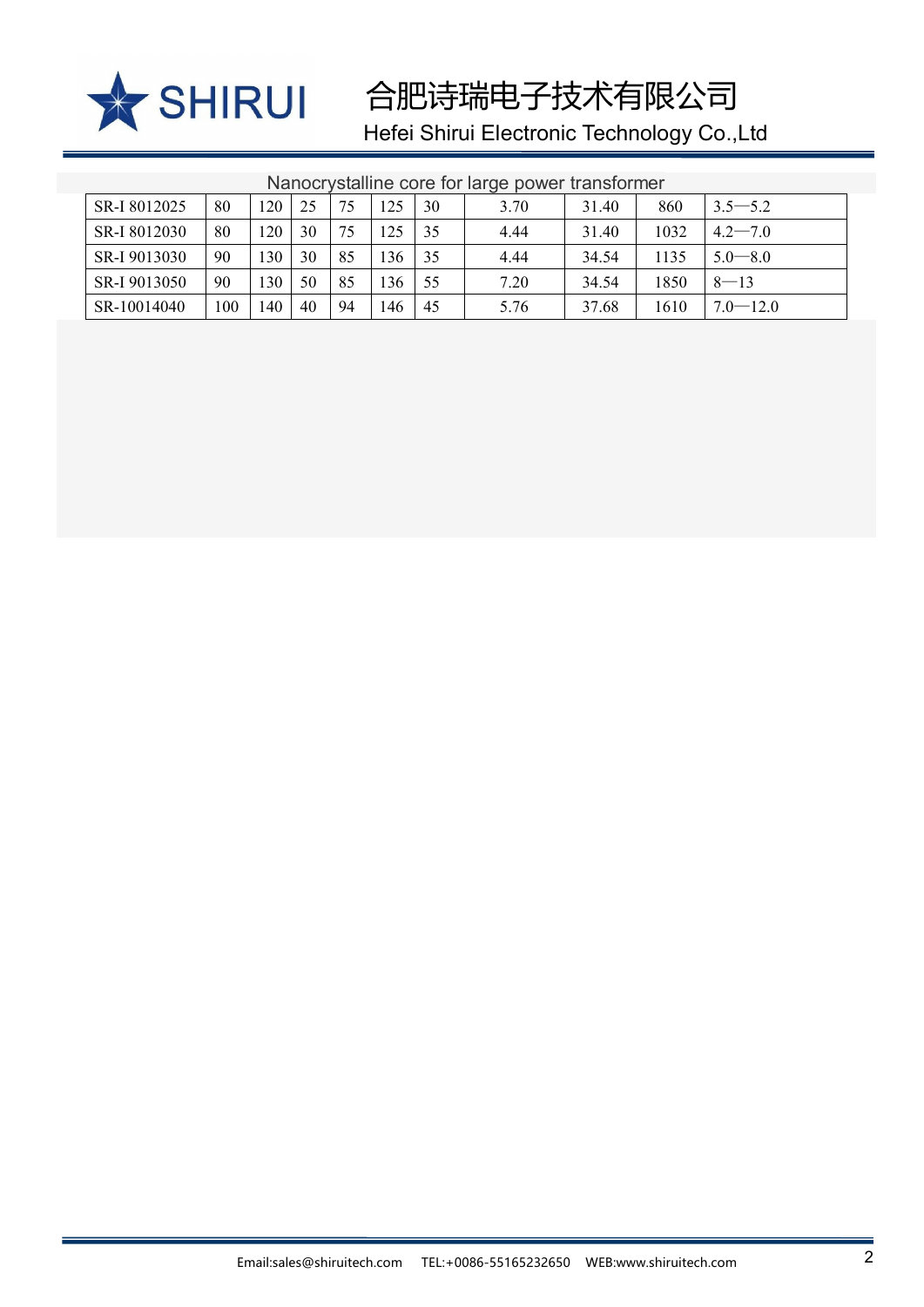Nanocrystalline core for large power transformer

| | | | | | | | | | | |
|---|---|---|---|---|---|---|---|---|---|---|
| SR-I 8012025 | 80 | 120 | 25 | 75 | 125 | 30 | 3.70 | 31.40 | 860 | 3.5—5.2 |
| SR-I 8012030 | 80 | 120 | 30 | 75 | 125 | 35 | 4.44 | 31.40 | 1032 | 4.2—7.0 |
| SR-I 9013030 | 90 | 130 | 30 | 85 | 136 | 35 | 4.44 | 34.54 | 1135 | 5.0—8.0 |
| SR-I 9013050 | 90 | 130 | 50 | 85 | 136 | 55 | 7.20 | 34.54 | 1850 | 8—13 |
| SR-10014040 | 100 | 140 | 40 | 94 | 146 | 45 | 5.76 | 37.68 | 1610 | 7.0—12.0 |